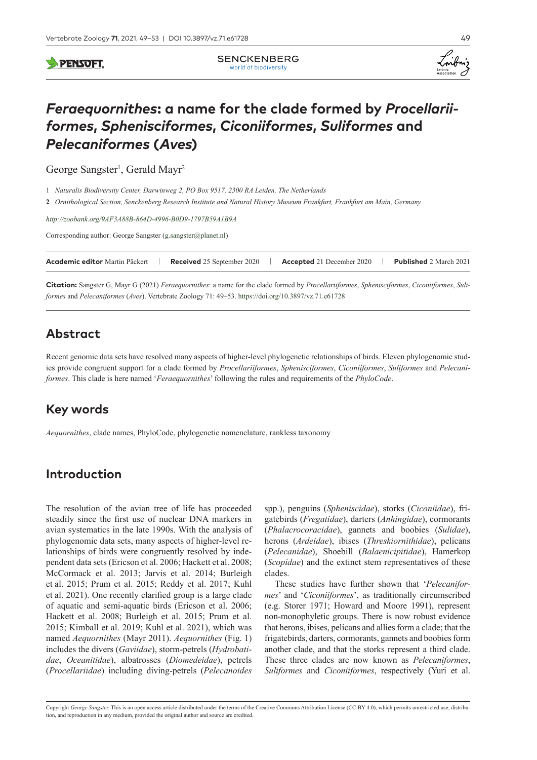# *Feraequornithes*: a name for the clade formed by *Procellariiformes*, *Sphenisciformes*, *Ciconiiformes*, *Suliformes* and *Pelecaniformes* (*Aves*)

George Sangster[1], Gerald Mayr[2]

1 *Naturalis Biodiversity Center, Darwinweg 2, PO Box 9517, 2300 RA Leiden, The Netherlands*

2 *Ornithological Section, Senckenberg Research Institute and Natural History Museum Frankfurt, Frankfurt am Main, Germany*

*http://zoobank.org/9AF3A88B-864D-4996-B0D9-1797B59A1B9A*

Corresponding author: George Sangster (g.sangster@planet.nl)

**Academic editor** Martin Päckert | **Received** 25 September 2020 | **Accepted** 21 December 2020 | **Published** 2 March 2021

**Citation:** Sangster G, Mayr G (2021) *Feraequornithes*: a name for the clade formed by *Procellariiformes*, *Sphenisciformes*, *Ciconiiformes*, *Suliformes* and *Pelecaniformes* (*Aves*). Vertebrate Zoology 71: 49–53. https://doi.org/10.3897/vz.71.e61728

## Abstract

Recent genomic data sets have resolved many aspects of higher-level phylogenetic relationships of birds. Eleven phylogenomic studies provide congruent support for a clade formed by *Procellariiformes*, *Sphenisciformes*, *Ciconiiformes*, *Suliformes* and *Pelecaniformes*. This clade is here named '*Feraequornithes*' following the rules and requirements of the *PhyloCode*.

## Key words

*Aequornithes*, clade names, PhyloCode, phylogenetic nomenclature, rankless taxonomy

## Introduction

The resolution of the avian tree of life has proceeded steadily since the first use of nuclear DNA markers in avian systematics in the late 1990s. With the analysis of phylogenomic data sets, many aspects of higher-level relationships of birds were congruently resolved by independent data sets (Ericson et al. 2006; Hackett et al. 2008; McCormack et al. 2013; Jarvis et al. 2014; Burleigh et al. 2015; Prum et al. 2015; Reddy et al. 2017; Kuhl et al. 2021). One recently clarified group is a large clade of aquatic and semi-aquatic birds (Ericson et al. 2006; Hackett et al. 2008; Burleigh et al. 2015; Prum et al. 2015; Kimball et al. 2019; Kuhl et al. 2021), which was named *Aequornithes* (Mayr 2011). *Aequornithes* (Fig. 1) includes the divers (*Gaviidae*), storm-petrels (*Hydrobatidae*, *Oceanitidae*), albatrosses (*Diomedeidae*), petrels (*Procellariidae*) including diving-petrels (*Pelecanoides* spp.), penguins (*Spheniscidae*), storks (*Ciconiidae*), frigatebirds (*Fregatidae*), darters (*Anhingidae*), cormorants (*Phalacrocoracidae*), gannets and boobies (*Sulidae*), herons (*Ardeidae*), ibises (*Threskiornithidae*), pelicans (*Pelecanidae*), Shoebill (*Balaenicipitidae*), Hamerkop (*Scopidae*) and the extinct stem representatives of these clades.

These studies have further shown that '*Pelecaniformes*' and '*Ciconiiformes*', as traditionally circumscribed (e.g. Storer 1971; Howard and Moore 1991), represent non-monophyletic groups. There is now robust evidence that herons, ibises, pelicans and allies form a clade; that the frigatebirds, darters, cormorants, gannets and boobies form another clade, and that the storks represent a third clade. These three clades are now known as *Pelecaniformes*, *Suliformes* and *Ciconiiformes*, respectively (Yuri et al.

Copyright *George Sangster.* This is an open access article distributed under the terms of the Creative Commons Attribution License (CC BY 4.0), which permits unrestricted use, distribution, and reproduction in any medium, provided the original author and source are credited.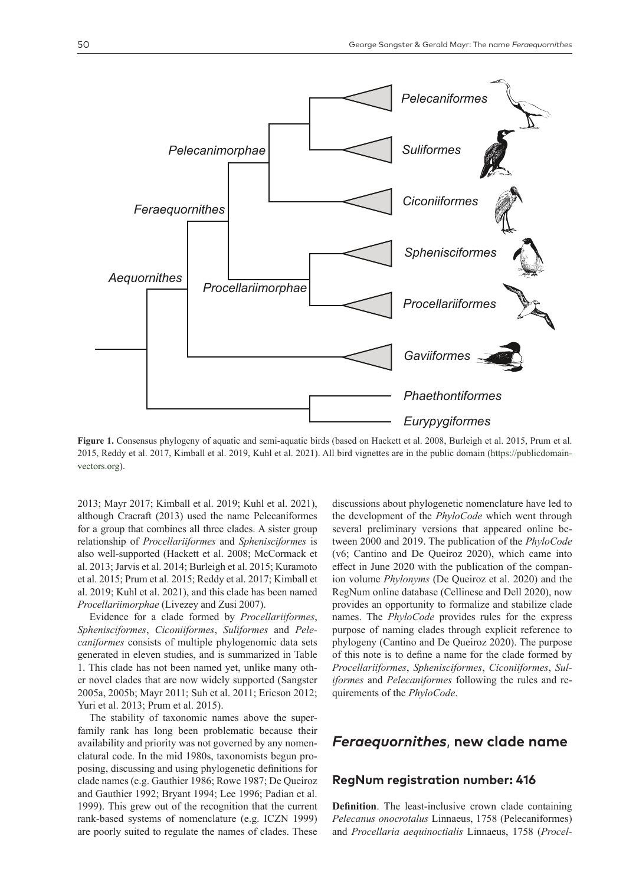Pelecaniformes

Suliformes

Ciconiiformes

Sphenisciformes

Procellariiformes

Gaviiformes

Phaethontiformes

Eurypygiformes

Pelecanimorphae

Feraequornithes

Aequornithes

Procellariimorphae

**Figure 1.** Consensus phylogeny of aquatic and semi-aquatic birds (based on Hackett et al. 2008, Burleigh et al. 2015, Prum et al. 2015, Reddy et al. 2017, Kimball et al. 2019, Kuhl et al. 2021). All bird vignettes are in the public domain (https://publicdomainvectors.org).

2013; Mayr 2017; Kimball et al. 2019; Kuhl et al. 2021), although Cracraft (2013) used the name Pelecaniformes for a group that combines all three clades. A sister group relationship of *Procellariiformes* and *Sphenisciformes* is also well-supported (Hackett et al. 2008; McCormack et al. 2013; Jarvis et al. 2014; Burleigh et al. 2015; Kuramoto et al. 2015; Prum et al. 2015; Reddy et al. 2017; Kimball et al. 2019; Kuhl et al. 2021), and this clade has been named *Procellariimorphae* (Livezey and Zusi 2007).

Evidence for a clade formed by *Procellariiformes*, *Sphenisciformes*, *Ciconiiformes*, *Suliformes* and *Pelecaniformes* consists of multiple phylogenomic data sets generated in eleven studies, and is summarized in Table 1. This clade has not been named yet, unlike many other novel clades that are now widely supported (Sangster 2005a, 2005b; Mayr 2011; Suh et al. 2011; Ericson 2012; Yuri et al. 2013; Prum et al. 2015).

The stability of taxonomic names above the superfamily rank has long been problematic because their availability and priority was not governed by any nomenclatural code. In the mid 1980s, taxonomists begun proposing, discussing and using phylogenetic definitions for clade names (e.g. Gauthier 1986; Rowe 1987; De Queiroz and Gauthier 1992; Bryant 1994; Lee 1996; Padian et al. 1999). This grew out of the recognition that the current rank-based systems of nomenclature (e.g. ICZN 1999) are poorly suited to regulate the names of clades. These discussions about phylogenetic nomenclature have led to the development of the *PhyloCode* which went through several preliminary versions that appeared online between 2000 and 2019. The publication of the *PhyloCode* (v6; Cantino and De Queiroz 2020), which came into effect in June 2020 with the publication of the companion volume *Phylonyms* (De Queiroz et al. 2020) and the RegNum online database (Cellinese and Dell 2020), now provides an opportunity to formalize and stabilize clade names. The *PhyloCode* provides rules for the express purpose of naming clades through explicit reference to phylogeny (Cantino and De Queiroz 2020). The purpose of this note is to define a name for the clade formed by *Procellariiformes*, *Sphenisciformes*, *Ciconiiformes*, *Suliformes* and *Pelecaniformes* following the rules and requirements of the *PhyloCode*.

## *Feraequornithes*, new clade name

### RegNum registration number: 416

**Definition**. The least-inclusive crown clade containing *Pelecanus onocrotalus* Linnaeus, 1758 (Pelecaniformes) and *Procellaria aequinoctialis* Linnaeus, 1758 (*Procel-*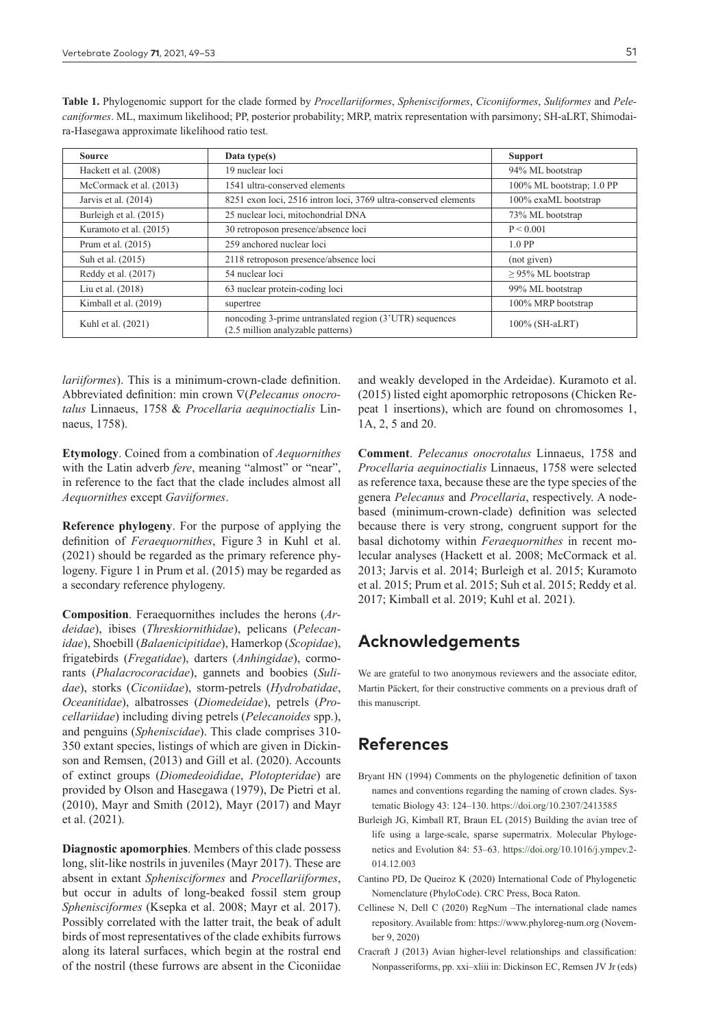**Table 1.** Phylogenomic support for the clade formed by *Procellariiformes*, *Sphenisciformes*, *Ciconiiformes*, *Suliformes* and *Pelecaniformes*. ML, maximum likelihood; PP, posterior probability; MRP, matrix representation with parsimony; SH-aLRT, Shimodaira-Hasegawa approximate likelihood ratio test.

| Source | Data type(s) | Support |
|---|---|---|
| Hackett et al. (2008) | 19 nuclear loci | 94% ML bootstrap |
| McCormack et al. (2013) | 1541 ultra-conserved elements | 100% ML bootstrap; 1.0 PP |
| Jarvis et al. (2014) | 8251 exon loci, 2516 intron loci, 3769 ultra-conserved elements | 100% exaML bootstrap |
| Burleigh et al. (2015) | 25 nuclear loci, mitochondrial DNA | 73% ML bootstrap |
| Kuramoto et al. (2015) | 30 retroposon presence/absence loci | $P < 0.001$ |
| Prum et al. (2015) | 259 anchored nuclear loci | 1.0 PP |
| Suh et al. (2015) | 2118 retroposon presence/absence loci | (not given) |
| Reddy et al. (2017) | 54 nuclear loci | ≥ 95% ML bootstrap |
| Liu et al. (2018) | 63 nuclear protein-coding loci | 99% ML bootstrap |
| Kimball et al. (2019) | supertree | 100% MRP bootstrap |
| Kuhl et al. (2021) | noncoding 3-prime untranslated region (3'UTR) sequences (2.5 million analyzable patterns) | 100% (SH-aLRT) |

*lariiformes*). This is a minimum-crown-clade definition. Abbreviated definition: min crown ∇(*Pelecanus onocrotalus* Linnaeus, 1758 & *Procellaria aequinoctialis* Linnaeus, 1758).

**Etymology**. Coined from a combination of *Aequornithes* with the Latin adverb *fere*, meaning "almost" or "near", in reference to the fact that the clade includes almost all *Aequornithes* except *Gaviiformes*.

**Reference phylogeny**. For the purpose of applying the definition of *Feraequornithes*, Figure 3 in Kuhl et al. (2021) should be regarded as the primary reference phylogeny. Figure 1 in Prum et al. (2015) may be regarded as a secondary reference phylogeny.

**Composition**. Feraequornithes includes the herons (*Ardeidae*), ibises (*Threskiornithidae*), pelicans (*Pelecanidae*), Shoebill (*Balaenicipitidae*), Hamerkop (*Scopidae*), frigatebirds (*Fregatidae*), darters (*Anhingidae*), cormorants (*Phalacrocoracidae*), gannets and boobies (*Sulidae*), storks (*Ciconiidae*), storm-petrels (*Hydrobatidae*, *Oceanitidae*), albatrosses (*Diomedeidae*), petrels (*Procellariidae*) including diving petrels (*Pelecanoides* spp.), and penguins (*Spheniscidae*). This clade comprises 310-350 extant species, listings of which are given in Dickinson and Remsen, (2013) and Gill et al. (2020). Accounts of extinct groups (*Diomedeoididae*, *Plotopteridae*) are provided by Olson and Hasegawa (1979), De Pietri et al. (2010), Mayr and Smith (2012), Mayr (2017) and Mayr et al. (2021).

**Diagnostic apomorphies**. Members of this clade possess long, slit-like nostrils in juveniles (Mayr 2017). These are absent in extant *Sphenisciformes* and *Procellariiformes*, but occur in adults of long-beaked fossil stem group *Sphenisciformes* (Ksepka et al. 2008; Mayr et al. 2017). Possibly correlated with the latter trait, the beak of adult birds of most representatives of the clade exhibits furrows along its lateral surfaces, which begin at the rostral end of the nostril (these furrows are absent in the Ciconiidae and weakly developed in the Ardeidae). Kuramoto et al. (2015) listed eight apomorphic retroposons (Chicken Repeat 1 insertions), which are found on chromosomes 1, 1A, 2, 5 and 20.

**Comment**. *Pelecanus onocrotalus* Linnaeus, 1758 and *Procellaria aequinoctialis* Linnaeus, 1758 were selected as reference taxa, because these are the type species of the genera *Pelecanus* and *Procellaria*, respectively. A node-based (minimum-crown-clade) definition was selected because there is very strong, congruent support for the basal dichotomy within *Feraequornithes* in recent molecular analyses (Hackett et al. 2008; McCormack et al. 2013; Jarvis et al. 2014; Burleigh et al. 2015; Kuramoto et al. 2015; Prum et al. 2015; Suh et al. 2015; Reddy et al. 2017; Kimball et al. 2019; Kuhl et al. 2021).

## Acknowledgements

We are grateful to two anonymous reviewers and the associate editor, Martin Päckert, for their constructive comments on a previous draft of this manuscript.

## References

Bryant HN (1994) Comments on the phylogenetic definition of taxon names and conventions regarding the naming of crown clades. Systematic Biology 43: 124–130. https://doi.org/10.2307/2413585

Burleigh JG, Kimball RT, Braun EL (2015) Building the avian tree of life using a large-scale, sparse supermatrix. Molecular Phylogenetics and Evolution 84: 53–63. https://doi.org/10.1016/j.ympev.2014.12.003

Cantino PD, De Queiroz K (2020) International Code of Phylogenetic Nomenclature (PhyloCode). CRC Press, Boca Raton.

Cellinese N, Dell C (2020) RegNum –The international clade names repository. Available from: https://www.phyloreg-num.org (November 9, 2020)

Cracraft J (2013) Avian higher-level relationships and classification: Nonpasseriformes, pp. xxi–xliii in: Dickinson EC, Remsen JV Jr (eds)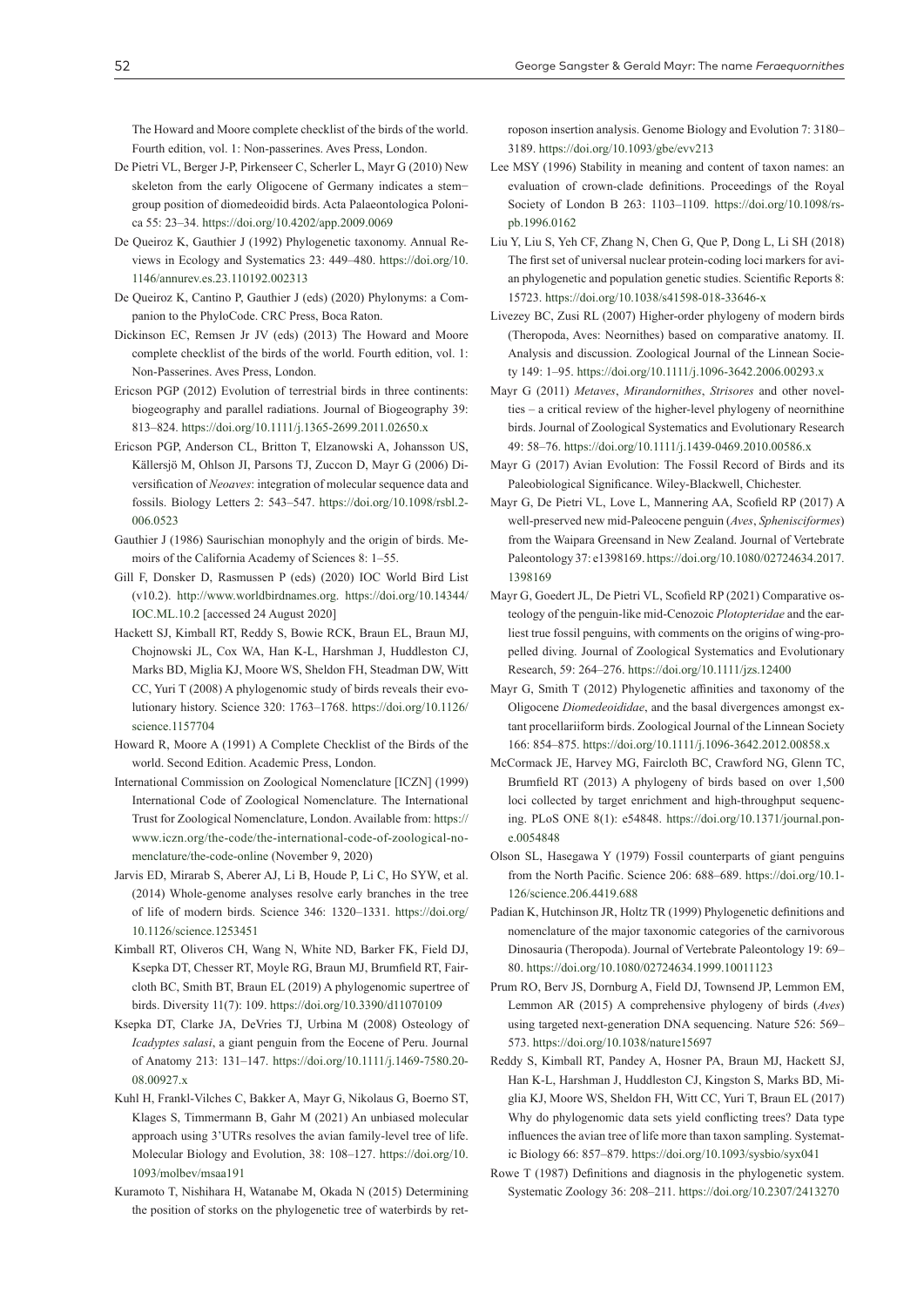The Howard and Moore complete checklist of the birds of the world. Fourth edition, vol. 1: Non-passerines. Aves Press, London.

De Pietri VL, Berger J-P, Pirkenseer C, Scherler L, Mayr G (2010) New skeleton from the early Oligocene of Germany indicates a stem–group position of diomedeoidid birds. Acta Palaeontologica Polonica 55: 23–34. https://doi.org/10.4202/app.2009.0069

De Queiroz K, Gauthier J (1992) Phylogenetic taxonomy. Annual Reviews in Ecology and Systematics 23: 449–480. https://doi.org/10.1146/annurev.es.23.110192.002313

De Queiroz K, Cantino P, Gauthier J (eds) (2020) Phylonyms: a Companion to the PhyloCode. CRC Press, Boca Raton.

Dickinson EC, Remsen Jr JV (eds) (2013) The Howard and Moore complete checklist of the birds of the world. Fourth edition, vol. 1: Non-Passerines. Aves Press, London.

Ericson PGP (2012) Evolution of terrestrial birds in three continents: biogeography and parallel radiations. Journal of Biogeography 39: 813–824. https://doi.org/10.1111/j.1365-2699.2011.02650.x

Ericson PGP, Anderson CL, Britton T, Elzanowski A, Johansson US, Källersjö M, Ohlson JI, Parsons TJ, Zuccon D, Mayr G (2006) Diversification of *Neoaves*: integration of molecular sequence data and fossils. Biology Letters 2: 543–547. https://doi.org/10.1098/rsbl.2006.0523

Gauthier J (1986) Saurischian monophyly and the origin of birds. Memoirs of the California Academy of Sciences 8: 1–55.

Gill F, Donsker D, Rasmussen P (eds) (2020) IOC World Bird List (v10.2). http://www.worldbirdnames.org. https://doi.org/10.14344/IOC.ML.10.2 [accessed 24 August 2020]

Hackett SJ, Kimball RT, Reddy S, Bowie RCK, Braun EL, Braun MJ, Chojnowski JL, Cox WA, Han K-L, Harshman J, Huddleston CJ, Marks BD, Miglia KJ, Moore WS, Sheldon FH, Steadman DW, Witt CC, Yuri T (2008) A phylogenomic study of birds reveals their evolutionary history. Science 320: 1763–1768. https://doi.org/10.1126/science.1157704

Howard R, Moore A (1991) A Complete Checklist of the Birds of the world. Second Edition. Academic Press, London.

International Commission on Zoological Nomenclature [ICZN] (1999) International Code of Zoological Nomenclature. The International Trust for Zoological Nomenclature, London. Available from: https://www.iczn.org/the-code/the-international-code-of-zoological-nomenclature/the-code-online (November 9, 2020)

Jarvis ED, Mirarab S, Aberer AJ, Li B, Houde P, Li C, Ho SYW, et al. (2014) Whole-genome analyses resolve early branches in the tree of life of modern birds. Science 346: 1320–1331. https://doi.org/10.1126/science.1253451

Kimball RT, Oliveros CH, Wang N, White ND, Barker FK, Field DJ, Ksepka DT, Chesser RT, Moyle RG, Braun MJ, Brumfield RT, Faircloth BC, Smith BT, Braun EL (2019) A phylogenomic supertree of birds. Diversity 11(7): 109. https://doi.org/10.3390/d11070109

Ksepka DT, Clarke JA, DeVries TJ, Urbina M (2008) Osteology of *Icadyptes salasi*, a giant penguin from the Eocene of Peru. Journal of Anatomy 213: 131–147. https://doi.org/10.1111/j.1469-7580.2008.00927.x

Kuhl H, Frankl-Vilches C, Bakker A, Mayr G, Nikolaus G, Boerno ST, Klages S, Timmermann B, Gahr M (2021) An unbiased molecular approach using 3'UTRs resolves the avian family-level tree of life. Molecular Biology and Evolution, 38: 108–127. https://doi.org/10.1093/molbev/msaa191

Kuramoto T, Nishihara H, Watanabe M, Okada N (2015) Determining the position of storks on the phylogenetic tree of waterbirds by retroposon insertion analysis. Genome Biology and Evolution 7: 3180–3189. https://doi.org/10.1093/gbe/evv213

Lee MSY (1996) Stability in meaning and content of taxon names: an evaluation of crown-clade definitions. Proceedings of the Royal Society of London B 263: 1103–1109. https://doi.org/10.1098/rspb.1996.0162

Liu Y, Liu S, Yeh CF, Zhang N, Chen G, Que P, Dong L, Li SH (2018) The first set of universal nuclear protein-coding loci markers for avian phylogenetic and population genetic studies. Scientific Reports 8: 15723. https://doi.org/10.1038/s41598-018-33646-x

Livezey BC, Zusi RL (2007) Higher-order phylogeny of modern birds (Theropoda, Aves: Neornithes) based on comparative anatomy. II. Analysis and discussion. Zoological Journal of the Linnean Society 149: 1–95. https://doi.org/10.1111/j.1096-3642.2006.00293.x

Mayr G (2011) *Metaves*, *Mirandornithes*, *Strisores* and other novelties – a critical review of the higher-level phylogeny of neornithine birds. Journal of Zoological Systematics and Evolutionary Research 49: 58–76. https://doi.org/10.1111/j.1439-0469.2010.00586.x

Mayr G (2017) Avian Evolution: The Fossil Record of Birds and its Paleobiological Significance. Wiley-Blackwell, Chichester.

Mayr G, De Pietri VL, Love L, Mannering AA, Scofield RP (2017) A well-preserved new mid-Paleocene penguin (*Aves*, *Sphenisciformes*) from the Waipara Greensand in New Zealand. Journal of Vertebrate Paleontology 37: e1398169. https://doi.org/10.1080/02724634.2017.1398169

Mayr G, Goedert JL, De Pietri VL, Scofield RP (2021) Comparative osteology of the penguin-like mid-Cenozoic *Plotopteridae* and the earliest true fossil penguins, with comments on the origins of wing-propelled diving. Journal of Zoological Systematics and Evolutionary Research, 59: 264–276. https://doi.org/10.1111/jzs.12400

Mayr G, Smith T (2012) Phylogenetic affinities and taxonomy of the Oligocene *Diomedeoididae*, and the basal divergences amongst extant procellariiform birds. Zoological Journal of the Linnean Society 166: 854–875. https://doi.org/10.1111/j.1096-3642.2012.00858.x

McCormack JE, Harvey MG, Faircloth BC, Crawford NG, Glenn TC, Brumfield RT (2013) A phylogeny of birds based on over 1,500 loci collected by target enrichment and high-throughput sequencing. PLoS ONE 8(1): e54848. https://doi.org/10.1371/journal.pone.0054848

Olson SL, Hasegawa Y (1979) Fossil counterparts of giant penguins from the North Pacific. Science 206: 688–689. https://doi.org/10.1126/science.206.4419.688

Padian K, Hutchinson JR, Holtz TR (1999) Phylogenetic definitions and nomenclature of the major taxonomic categories of the carnivorous Dinosauria (Theropoda). Journal of Vertebrate Paleontology 19: 69–80. https://doi.org/10.1080/02724634.1999.10011123

Prum RO, Berv JS, Dornburg A, Field DJ, Townsend JP, Lemmon EM, Lemmon AR (2015) A comprehensive phylogeny of birds (*Aves*) using targeted next-generation DNA sequencing. Nature 526: 569–573. https://doi.org/10.1038/nature15697

Reddy S, Kimball RT, Pandey A, Hosner PA, Braun MJ, Hackett SJ, Han K-L, Harshman J, Huddleston CJ, Kingston S, Marks BD, Miglia KJ, Moore WS, Sheldon FH, Witt CC, Yuri T, Braun EL (2017) Why do phylogenomic data sets yield conflicting trees? Data type influences the avian tree of life more than taxon sampling. Systematic Biology 66: 857–879. https://doi.org/10.1093/sysbio/syx041

Rowe T (1987) Definitions and diagnosis in the phylogenetic system. Systematic Zoology 36: 208–211. https://doi.org/10.2307/2413270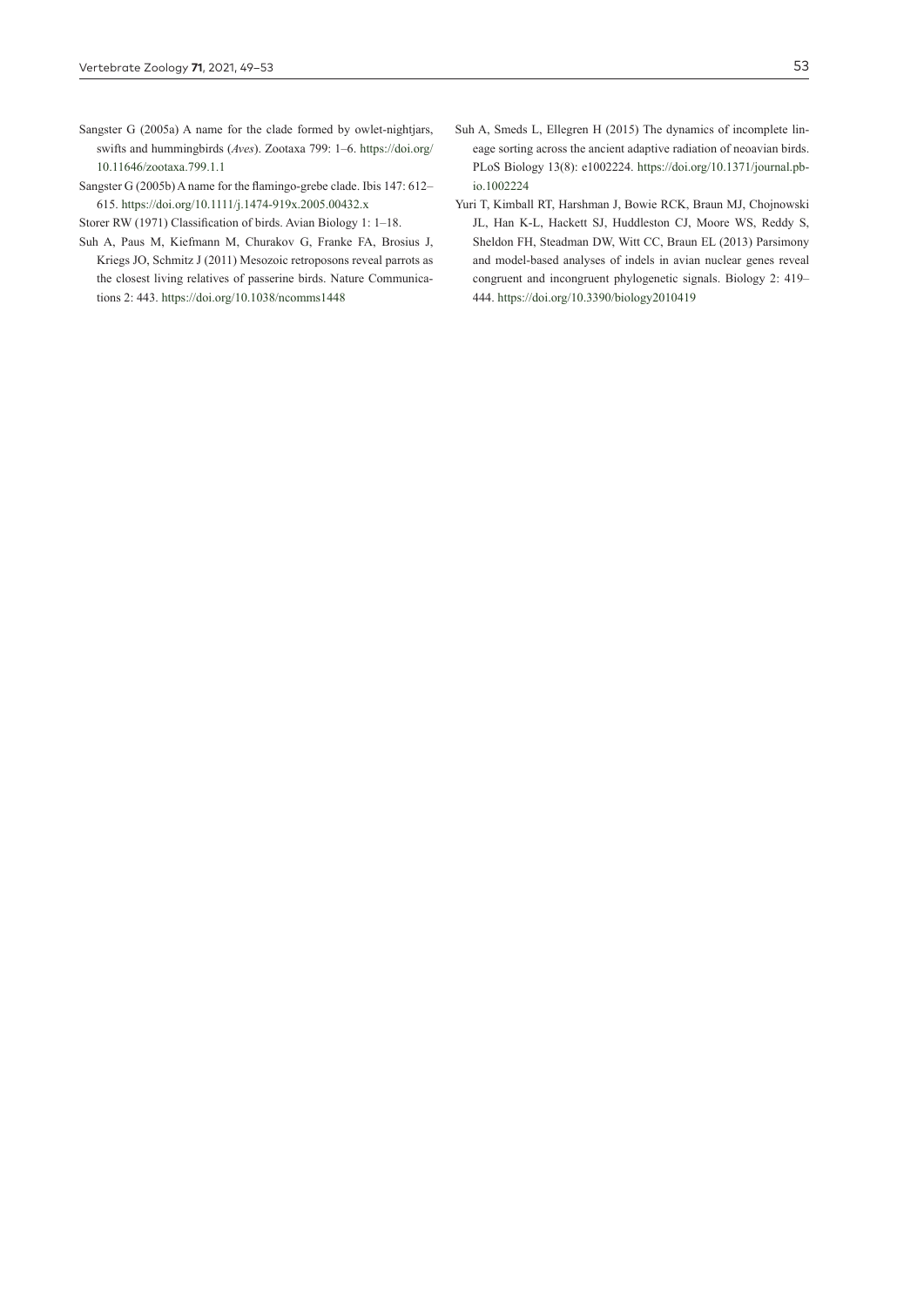Sangster G (2005a) A name for the clade formed by owlet-nightjars, swifts and hummingbirds (*Aves*). Zootaxa 799: 1–6. https://doi.org/10.11646/zootaxa.799.1.1

Sangster G (2005b) A name for the flamingo-grebe clade. Ibis 147: 612–615. https://doi.org/10.1111/j.1474-919x.2005.00432.x

Storer RW (1971) Classification of birds. Avian Biology 1: 1–18.

Suh A, Paus M, Kiefmann M, Churakov G, Franke FA, Brosius J, Kriegs JO, Schmitz J (2011) Mesozoic retroposons reveal parrots as the closest living relatives of passerine birds. Nature Communications 2: 443. https://doi.org/10.1038/ncomms1448

Suh A, Smeds L, Ellegren H (2015) The dynamics of incomplete lineage sorting across the ancient adaptive radiation of neoavian birds. PLoS Biology 13(8): e1002224. https://doi.org/10.1371/journal.pbio.1002224

Yuri T, Kimball RT, Harshman J, Bowie RCK, Braun MJ, Chojnowski JL, Han K-L, Hackett SJ, Huddleston CJ, Moore WS, Reddy S, Sheldon FH, Steadman DW, Witt CC, Braun EL (2013) Parsimony and model-based analyses of indels in avian nuclear genes reveal congruent and incongruent phylogenetic signals. Biology 2: 419–444. https://doi.org/10.3390/biology2010419